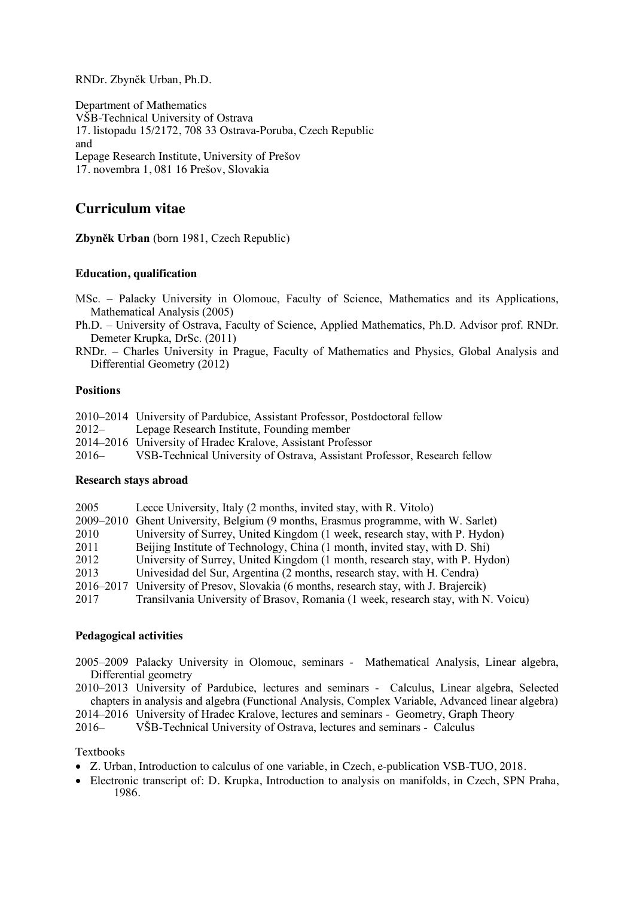RNDr. Zbyněk Urban, Ph.D.

Department of Mathematics
VŠB-Technical University of Ostrava
17. listopadu 15/2172, 708 33 Ostrava-Poruba, Czech Republic
and
Lepage Research Institute, University of Prešov
17. novembra 1, 081 16 Prešov, Slovakia

## Curriculum vitae

**Zbyněk Urban** (born 1981, Czech Republic)

#### Education, qualification

MSc. – Palacky University in Olomouc, Faculty of Science, Mathematics and its Applications, Mathematical Analysis (2005)

Ph.D. – University of Ostrava, Faculty of Science, Applied Mathematics, Ph.D. Advisor prof. RNDr. Demeter Krupka, DrSc. (2011)

RNDr. – Charles University in Prague, Faculty of Mathematics and Physics, Global Analysis and Differential Geometry (2012)

#### Positions

2010–2014 University of Pardubice, Assistant Professor, Postdoctoral fellow
2012– Lepage Research Institute, Founding member
2014–2016 University of Hradec Kralove, Assistant Professor
2016– VSB-Technical University of Ostrava, Assistant Professor, Research fellow

#### Research stays abroad

2005 Lecce University, Italy (2 months, invited stay, with R. Vitolo)
2009–2010 Ghent University, Belgium (9 months, Erasmus programme, with W. Sarlet)
2010 University of Surrey, United Kingdom (1 week, research stay, with P. Hydon)
2011 Beijing Institute of Technology, China (1 month, invited stay, with D. Shi)
2012 University of Surrey, United Kingdom (1 month, research stay, with P. Hydon)
2013 Univesidad del Sur, Argentina (2 months, research stay, with H. Cendra)
2016–2017 University of Presov, Slovakia (6 months, research stay, with J. Brajercik)
2017 Transilvania University of Brasov, Romania (1 week, research stay, with N. Voicu)

#### Pedagogical activities

2005–2009 Palacky University in Olomouc, seminars - Mathematical Analysis, Linear algebra, Differential geometry

2010–2013 University of Pardubice, lectures and seminars - Calculus, Linear algebra, Selected chapters in analysis and algebra (Functional Analysis, Complex Variable, Advanced linear algebra)

2014–2016 University of Hradec Kralove, lectures and seminars - Geometry, Graph Theory

2016– VŠB-Technical University of Ostrava, lectures and seminars - Calculus

Textbooks

- Z. Urban, Introduction to calculus of one variable, in Czech, e-publication VSB-TUO, 2018.
- Electronic transcript of: D. Krupka, Introduction to analysis on manifolds, in Czech, SPN Praha, 1986.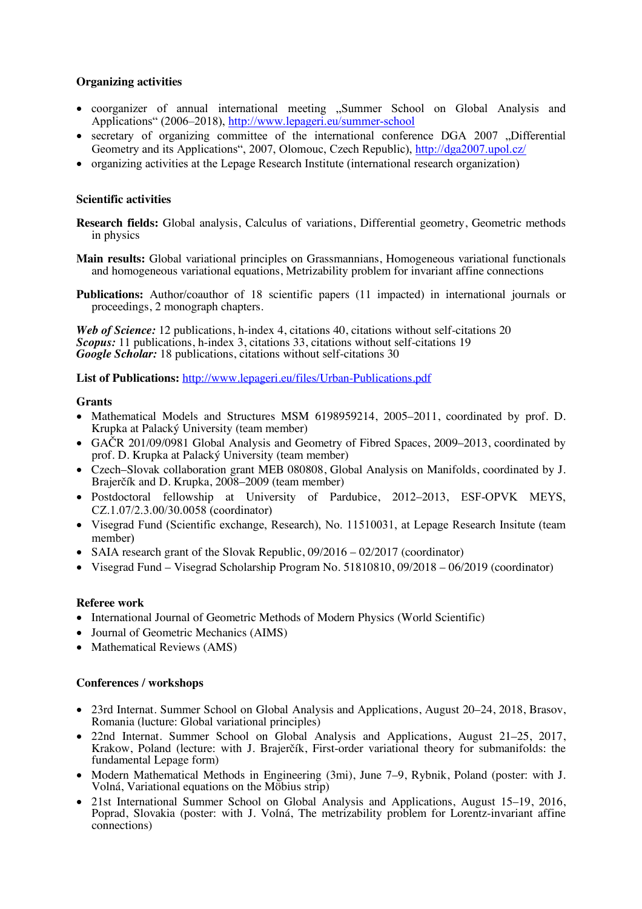**Organizing activities**

- coorganizer of annual international meeting „Summer School on Global Analysis and Applications“ (2006–2018), http://www.lepageri.eu/summer-school
- secretary of organizing committee of the international conference DGA 2007 „Differential Geometry and its Applications“, 2007, Olomouc, Czech Republic), http://dga2007.upol.cz/
- organizing activities at the Lepage Research Institute (international research organization)

**Scientific activities**

**Research fields:** Global analysis, Calculus of variations, Differential geometry, Geometric methods in physics

**Main results:** Global variational principles on Grassmannians, Homogeneous variational functionals and homogeneous variational equations, Metrizability problem for invariant affine connections

**Publications:** Author/coauthor of 18 scientific papers (11 impacted) in international journals or proceedings, 2 monograph chapters.

***Web of Science:*** 12 publications, h-index 4, citations 40, citations without self-citations 20
***Scopus:*** 11 publications, h-index 3, citations 33, citations without self-citations 19
***Google Scholar:*** 18 publications, citations without self-citations 30

**List of Publications:** http://www.lepageri.eu/files/Urban-Publications.pdf

**Grants**

- Mathematical Models and Structures MSM 6198959214, 2005–2011, coordinated by prof. D. Krupka at Palacký University (team member)
- GAČR 201/09/0981 Global Analysis and Geometry of Fibred Spaces, 2009–2013, coordinated by prof. D. Krupka at Palacký University (team member)
- Czech–Slovak collaboration grant MEB 080808, Global Analysis on Manifolds, coordinated by J. Brajerčík and D. Krupka, 2008–2009 (team member)
- Postdoctoral fellowship at University of Pardubice, 2012–2013, ESF-OPVK MEYS, CZ.1.07/2.3.00/30.0058 (coordinator)
- Visegrad Fund (Scientific exchange, Research), No. 11510031, at Lepage Research Insitute (team member)
- SAIA research grant of the Slovak Republic, 09/2016 – 02/2017 (coordinator)
- Visegrad Fund – Visegrad Scholarship Program No. 51810810, 09/2018 – 06/2019 (coordinator)

**Referee work**

- International Journal of Geometric Methods of Modern Physics (World Scientific)
- Journal of Geometric Mechanics (AIMS)
- Mathematical Reviews (AMS)

**Conferences / workshops**

- 23rd Internat. Summer School on Global Analysis and Applications, August 20–24, 2018, Brasov, Romania (lucture: Global variational principles)
- 22nd Internat. Summer School on Global Analysis and Applications, August 21–25, 2017, Krakow, Poland (lecture: with J. Brajerčík, First-order variational theory for submanifolds: the fundamental Lepage form)
- Modern Mathematical Methods in Engineering (3mi), June 7–9, Rybnik, Poland (poster: with J. Volná, Variational equations on the Möbius strip)
- 21st International Summer School on Global Analysis and Applications, August 15–19, 2016, Poprad, Slovakia (poster: with J. Volná, The metrizability problem for Lorentz-invariant affine connections)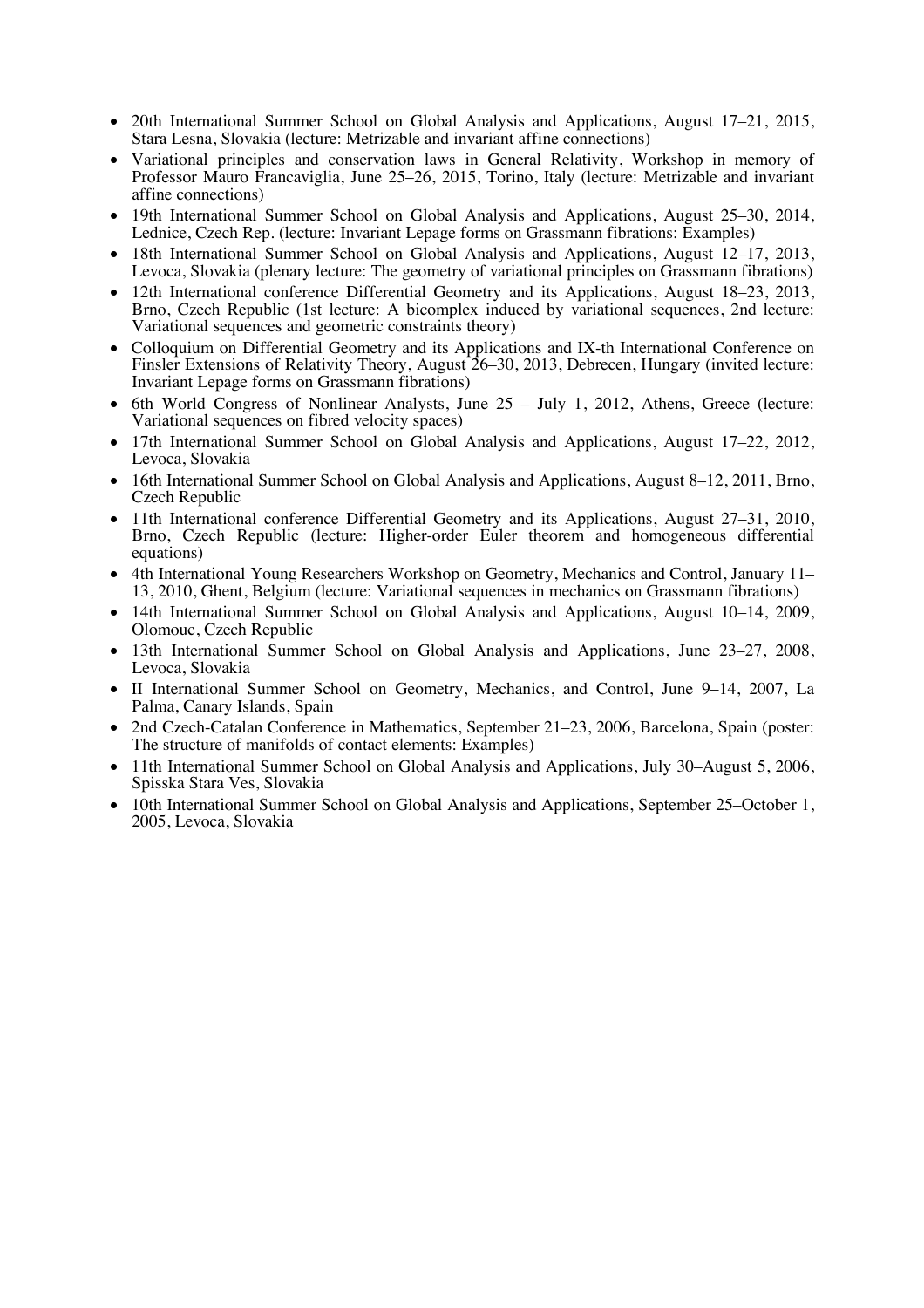- 20th International Summer School on Global Analysis and Applications, August 17–21, 2015, Stara Lesna, Slovakia (lecture: Metrizable and invariant affine connections)
- Variational principles and conservation laws in General Relativity, Workshop in memory of Professor Mauro Francaviglia, June 25–26, 2015, Torino, Italy (lecture: Metrizable and invariant affine connections)
- 19th International Summer School on Global Analysis and Applications, August 25–30, 2014, Lednice, Czech Rep. (lecture: Invariant Lepage forms on Grassmann fibrations: Examples)
- 18th International Summer School on Global Analysis and Applications, August 12–17, 2013, Levoca, Slovakia (plenary lecture: The geometry of variational principles on Grassmann fibrations)
- 12th International conference Differential Geometry and its Applications, August 18–23, 2013, Brno, Czech Republic (1st lecture: A bicomplex induced by variational sequences, 2nd lecture: Variational sequences and geometric constraints theory)
- Colloquium on Differential Geometry and its Applications and IX-th International Conference on Finsler Extensions of Relativity Theory, August 26–30, 2013, Debrecen, Hungary (invited lecture: Invariant Lepage forms on Grassmann fibrations)
- 6th World Congress of Nonlinear Analysts, June 25 – July 1, 2012, Athens, Greece (lecture: Variational sequences on fibred velocity spaces)
- 17th International Summer School on Global Analysis and Applications, August 17–22, 2012, Levoca, Slovakia
- 16th International Summer School on Global Analysis and Applications, August 8–12, 2011, Brno, Czech Republic
- 11th International conference Differential Geometry and its Applications, August 27–31, 2010, Brno, Czech Republic (lecture: Higher-order Euler theorem and homogeneous differential equations)
- 4th International Young Researchers Workshop on Geometry, Mechanics and Control, January 11–13, 2010, Ghent, Belgium (lecture: Variational sequences in mechanics on Grassmann fibrations)
- 14th International Summer School on Global Analysis and Applications, August 10–14, 2009, Olomouc, Czech Republic
- 13th International Summer School on Global Analysis and Applications, June 23–27, 2008, Levoca, Slovakia
- II International Summer School on Geometry, Mechanics, and Control, June 9–14, 2007, La Palma, Canary Islands, Spain
- 2nd Czech-Catalan Conference in Mathematics, September 21–23, 2006, Barcelona, Spain (poster: The structure of manifolds of contact elements: Examples)
- 11th International Summer School on Global Analysis and Applications, July 30–August 5, 2006, Spisska Stara Ves, Slovakia
- 10th International Summer School on Global Analysis and Applications, September 25–October 1, 2005, Levoca, Slovakia